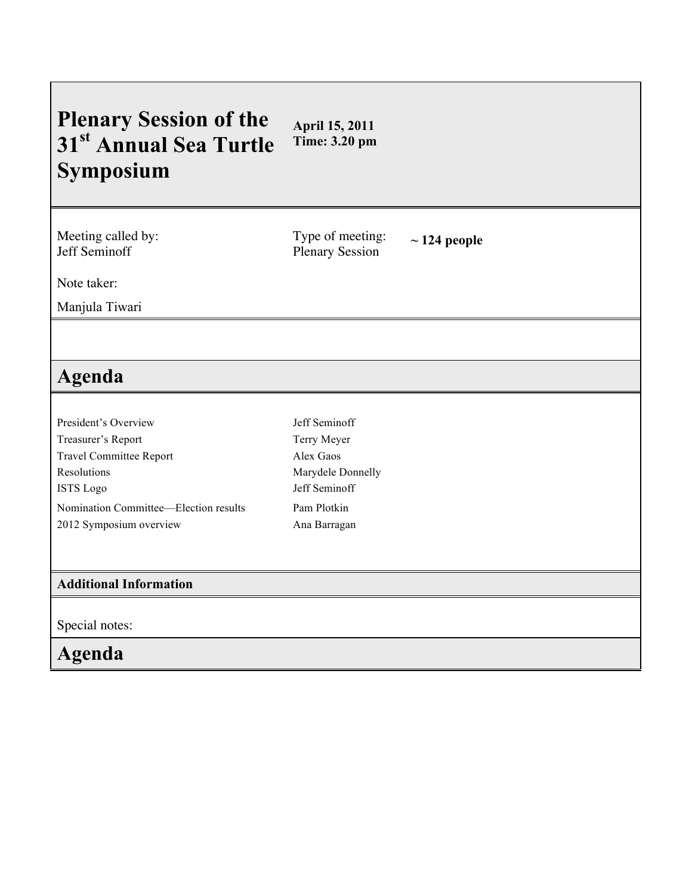# Plenary Session of the 31st Annual Sea Turtle Symposium

**April 15, 2011**
**Time: 3.20 pm**

Meeting called by:
Jeff Seminoff

Type of meeting:
Plenary Session

**~ 124 people**

Note taker:

Manjula Tiwari

## Agenda

| | |
|---|---|
| President's Overview | Jeff Seminoff |
| Treasurer's Report | Terry Meyer |
| Travel Committee Report | Alex Gaos |
| Resolutions | Marydele Donnelly |
| ISTS Logo | Jeff Seminoff |
| Nomination Committee—Election results | Pam Plotkin |
| 2012 Symposium overview | Ana Barragan |

### Additional Information

Special notes:

## Agenda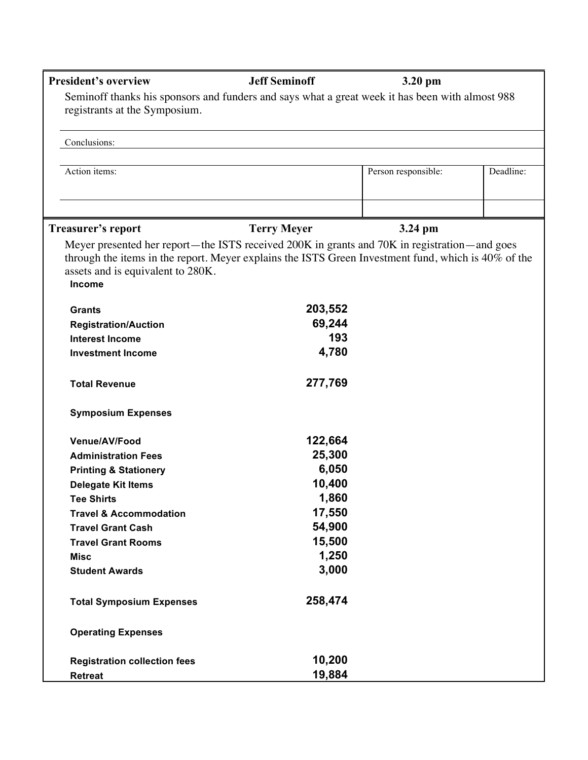| **President's overview** | **Jeff Seminoff** | **3.20 pm** | |
|---|---|---|---|

Seminoff thanks his sponsors and funders and says what a great week it has been with almost 988 registrants at the Symposium.

Conclusions:

| Action items: | Person responsible: | Deadline: |
|---|---|---|
| | | |

| **Treasurer's report** | **Terry Meyer** | **3.24 pm** | |
|---|---|---|---|

Meyer presented her report—the ISTS received 200K in grants and 70K in registration—and goes through the items in the report. Meyer explains the ISTS Green Investment fund, which is 40% of the assets and is equivalent to 280K.

| | |
|---|---:|
| **Income** | |
| **Grants** | **203,552** |
| **Registration/Auction** | **69,244** |
| **Interest Income** | **193** |
| **Investment Income** | **4,780** |
| **Total Revenue** | **277,769** |
| **Symposium Expenses** | |
| **Venue/AV/Food** | **122,664** |
| **Administration Fees** | **25,300** |
| **Printing & Stationery** | **6,050** |
| **Delegate Kit Items** | **10,400** |
| **Tee Shirts** | **1,860** |
| **Travel & Accommodation** | **17,550** |
| **Travel Grant Cash** | **54,900** |
| **Travel Grant Rooms** | **15,500** |
| **Misc** | **1,250** |
| **Student Awards** | **3,000** |
| **Total Symposium Expenses** | **258,474** |
| **Operating Expenses** | |
| **Registration collection fees** | **10,200** |
| **Retreat** | **19,884** |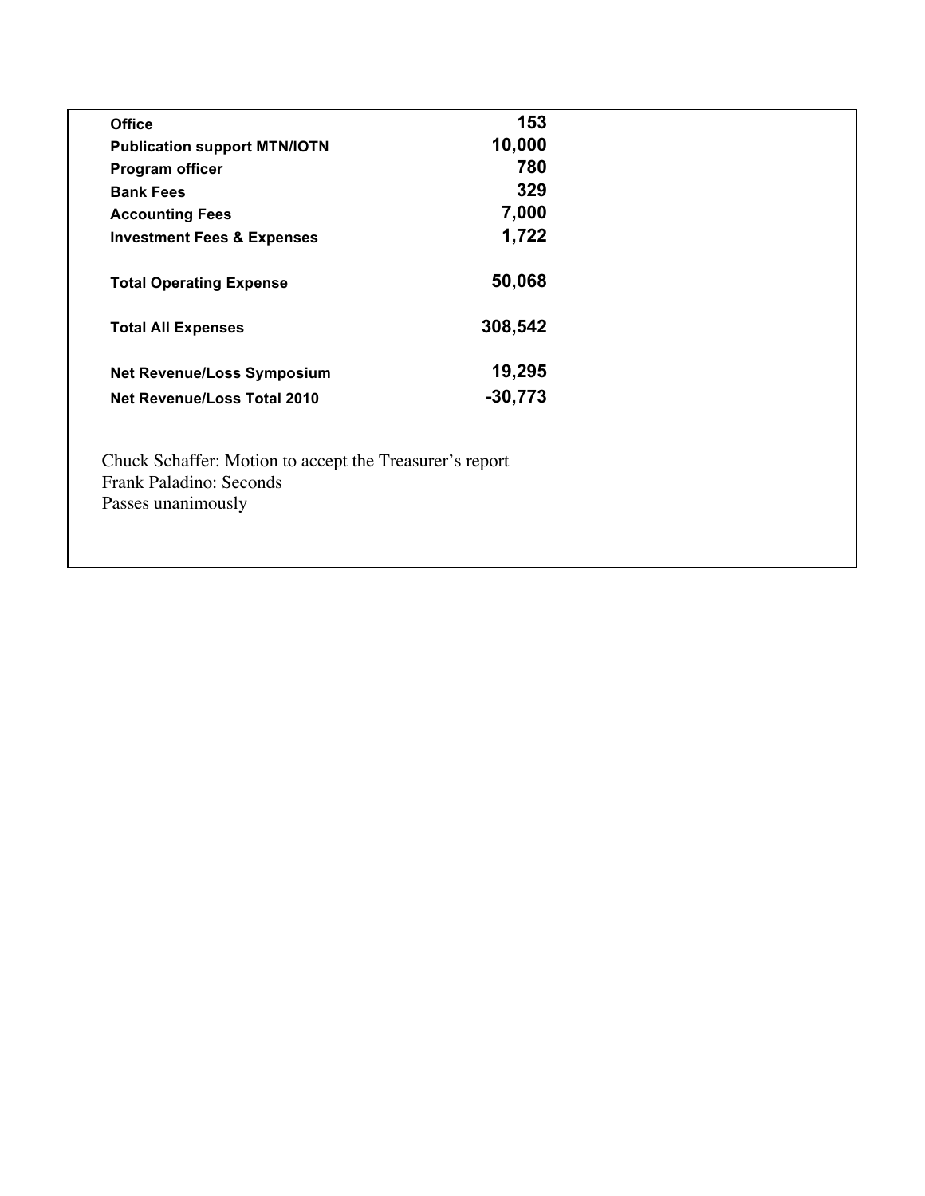| | |
|---|---|
| **Office** | **153** |
| **Publication support MTN/IOTN** | **10,000** |
| **Program officer** | **780** |
| **Bank Fees** | **329** |
| **Accounting Fees** | **7,000** |
| **Investment Fees & Expenses** | **1,722** |
| | |
| **Total Operating Expense** | **50,068** |
| | |
| **Total All Expenses** | **308,542** |
| | |
| **Net Revenue/Loss Symposium** | **19,295** |
| **Net Revenue/Loss Total 2010** | **-30,773** |

Chuck Schaffer: Motion to accept the Treasurer's report
Frank Paladino: Seconds
Passes unanimously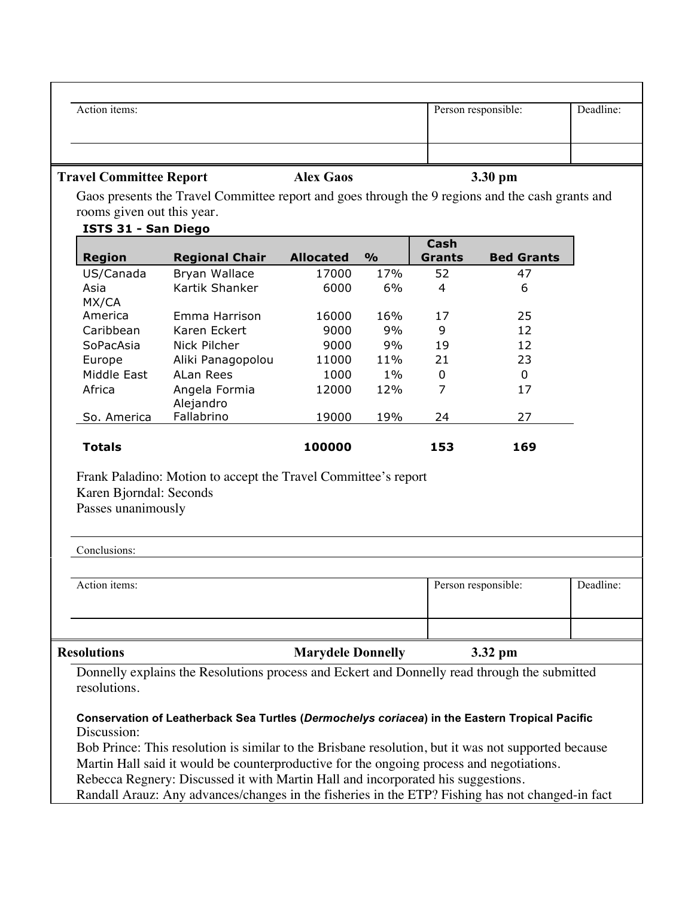| Action items: | Person responsible: | Deadline: |
|---|---|---|
| | | |

**Travel Committee Report** **Alex Gaos** **3.30 pm**

Gaos presents the Travel Committee report and goes through the 9 regions and the cash grants and rooms given out this year.

**ISTS 31 - San Diego**

| Region | Regional Chair | Allocated | % | Cash Grants | Bed Grants |
|---|---|---|---|---|---|
| US/Canada | Bryan Wallace | 17000 | 17% | 52 | 47 |
| Asia | Kartik Shanker | 6000 | 6% | 4 | 6 |
| MX/CA America | Emma Harrison | 16000 | 16% | 17 | 25 |
| Caribbean | Karen Eckert | 9000 | 9% | 9 | 12 |
| SoPacAsia | Nick Pilcher | 9000 | 9% | 19 | 12 |
| Europe | Aliki Panagopolou | 11000 | 11% | 21 | 23 |
| Middle East | ALan Rees | 1000 | 1% | 0 | 0 |
| Africa | Angela Formia | 12000 | 12% | 7 | 17 |
| So. America | Alejandro Fallabrino | 19000 | 19% | 24 | 27 |
| **Totals** | | **100000** | | **153** | **169** |

Frank Paladino: Motion to accept the Travel Committee's report
Karen Bjorndal: Seconds
Passes unanimously

Conclusions:

| Action items: | Person responsible: | Deadline: |
|---|---|---|
| | | |

**Resolutions** **Marydele Donnelly** **3.32 pm**

Donnelly explains the Resolutions process and Eckert and Donnelly read through the submitted resolutions.

**Conservation of Leatherback Sea Turtles (*Dermochelys coriacea*) in the Eastern Tropical Pacific**

Discussion:
Bob Prince: This resolution is similar to the Brisbane resolution, but it was not supported because Martin Hall said it would be counterproductive for the ongoing process and negotiations.
Rebecca Regnery: Discussed it with Martin Hall and incorporated his suggestions.
Randall Arauz: Any advances/changes in the fisheries in the ETP? Fishing has not changed-in fact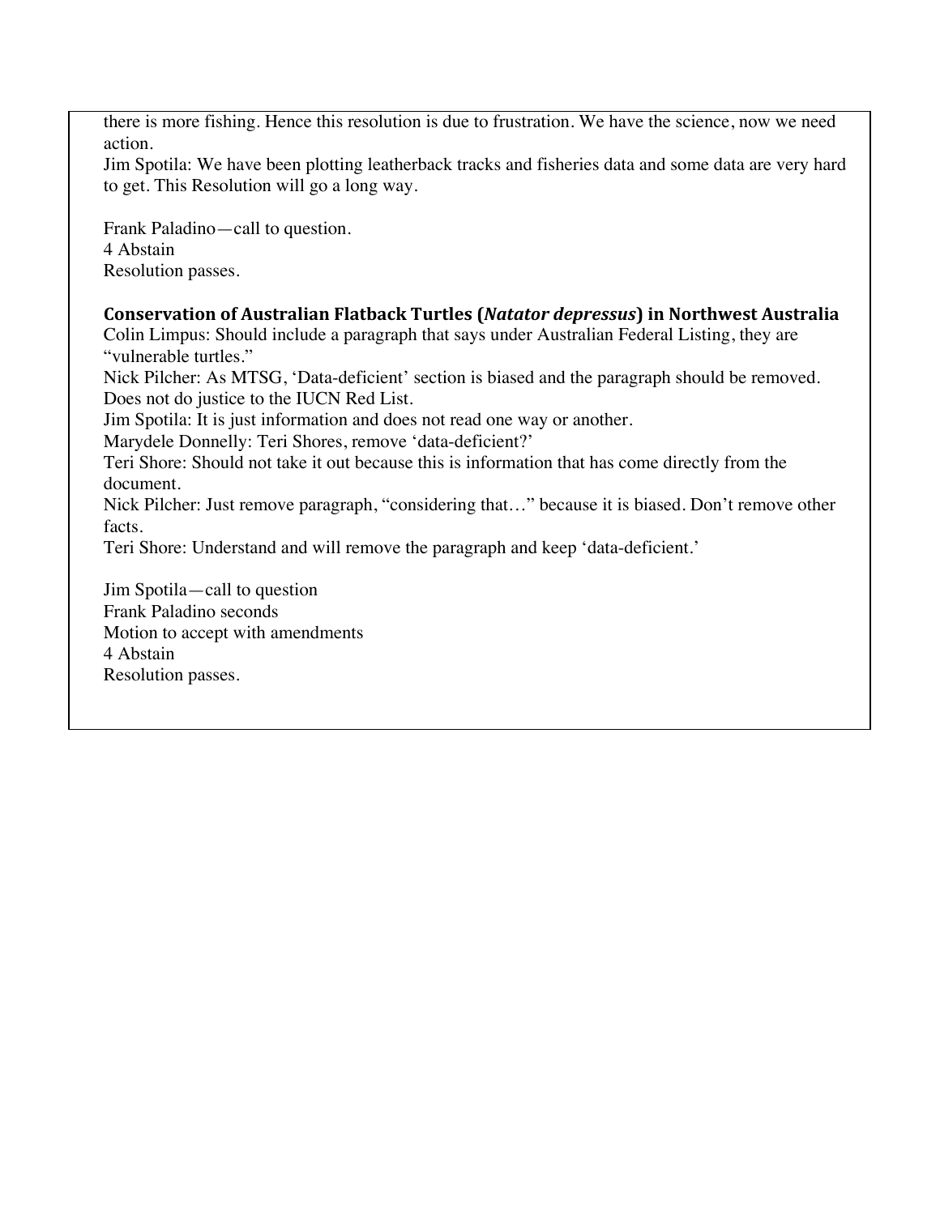there is more fishing. Hence this resolution is due to frustration. We have the science, now we need action.
Jim Spotila: We have been plotting leatherback tracks and fisheries data and some data are very hard to get. This Resolution will go a long way.

Frank Paladino—call to question.
4 Abstain
Resolution passes.

**Conservation of Australian Flatback Turtles (*Natator depressus*) in Northwest Australia**
Colin Limpus: Should include a paragraph that says under Australian Federal Listing, they are "vulnerable turtles."
Nick Pilcher: As MTSG, 'Data-deficient' section is biased and the paragraph should be removed. Does not do justice to the IUCN Red List.
Jim Spotila: It is just information and does not read one way or another.
Marydele Donnelly: Teri Shores, remove 'data-deficient?'
Teri Shore: Should not take it out because this is information that has come directly from the document.
Nick Pilcher: Just remove paragraph, "considering that…" because it is biased. Don't remove other facts.
Teri Shore: Understand and will remove the paragraph and keep 'data-deficient.'

Jim Spotila—call to question
Frank Paladino seconds
Motion to accept with amendments
4 Abstain
Resolution passes.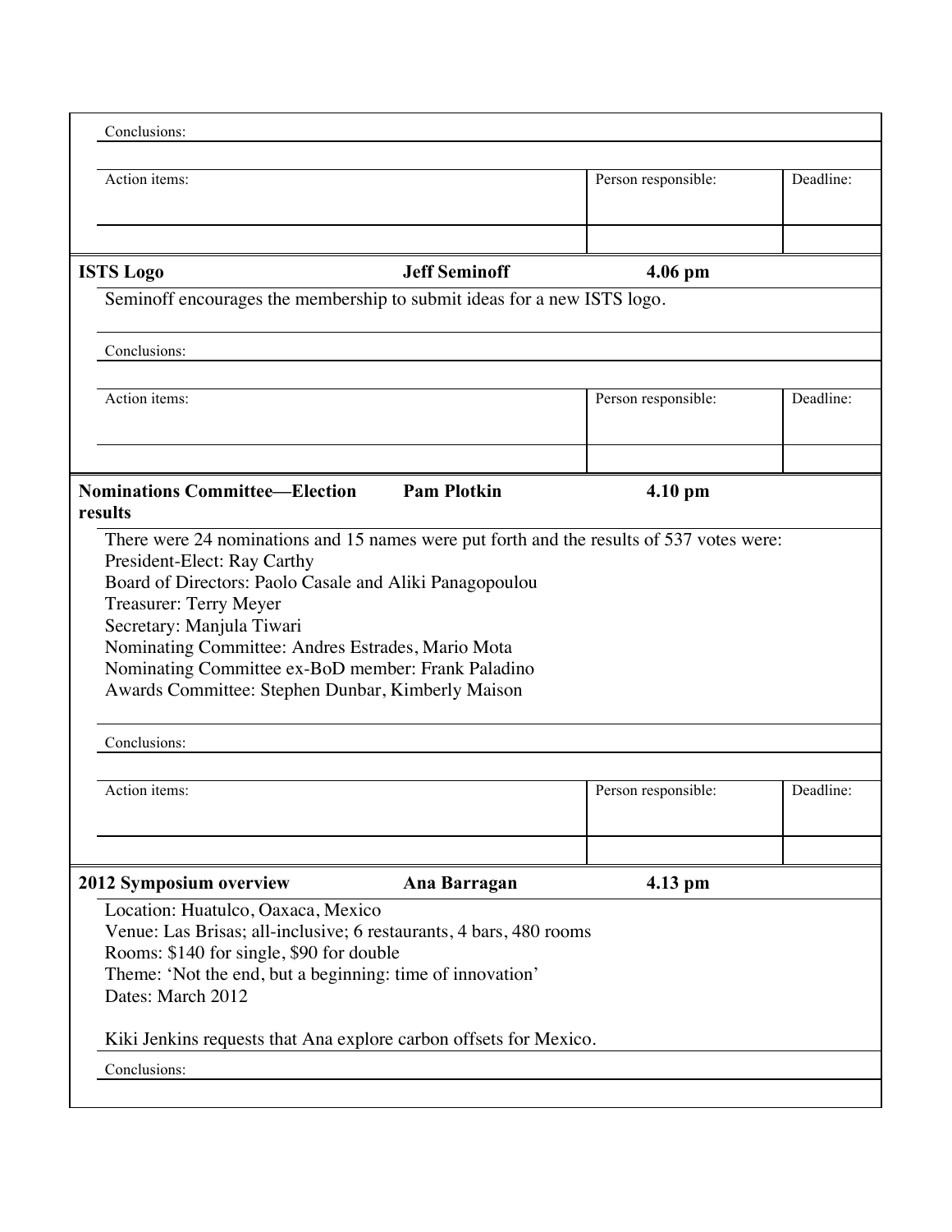Conclusions:

| Action items: | Person responsible: | Deadline: |
| --- | --- | --- |
| | | |

| **ISTS Logo** | **Jeff Seminoff** | **4.06 pm** |
| --- | --- | --- |

Seminoff encourages the membership to submit ideas for a new ISTS logo.

Conclusions:

| Action items: | Person responsible: | Deadline: |
| --- | --- | --- |
| | | |

| **Nominations Committee—Election results** | **Pam Plotkin** | **4.10 pm** |
| --- | --- | --- |

There were 24 nominations and 15 names were put forth and the results of 537 votes were:
President-Elect: Ray Carthy
Board of Directors: Paolo Casale and Aliki Panagopoulou
Treasurer: Terry Meyer
Secretary: Manjula Tiwari
Nominating Committee: Andres Estrades, Mario Mota
Nominating Committee ex-BoD member: Frank Paladino
Awards Committee: Stephen Dunbar, Kimberly Maison

Conclusions:

| Action items: | Person responsible: | Deadline: |
| --- | --- | --- |
| | | |

| **2012 Symposium overview** | **Ana Barragan** | **4.13 pm** |
| --- | --- | --- |

Location: Huatulco, Oaxaca, Mexico
Venue: Las Brisas; all-inclusive; 6 restaurants, 4 bars, 480 rooms
Rooms: $140 for single, $90 for double
Theme: 'Not the end, but a beginning: time of innovation'
Dates: March 2012

Kiki Jenkins requests that Ana explore carbon offsets for Mexico.

Conclusions: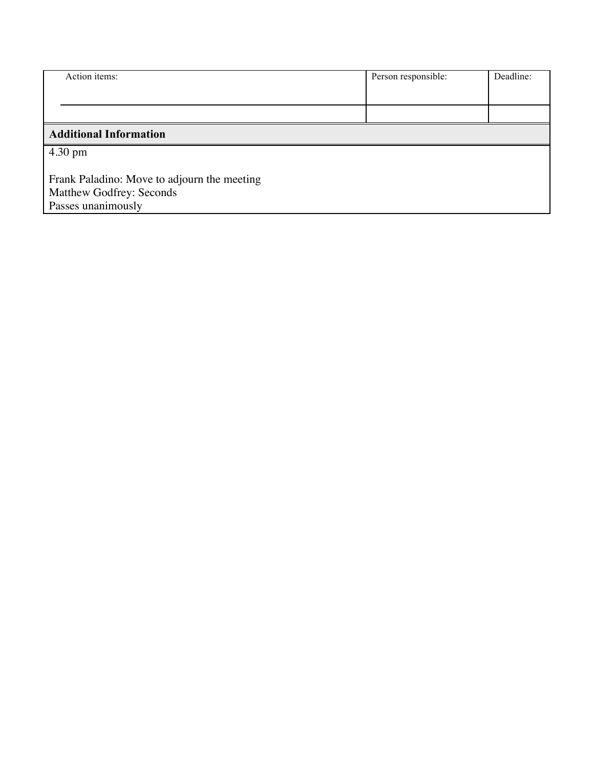| Action items: | Person responsible: | Deadline: |
|---|---|---|
| | | |

**Additional Information**

4.30 pm

Frank Paladino: Move to adjourn the meeting
Matthew Godfrey: Seconds
Passes unanimously